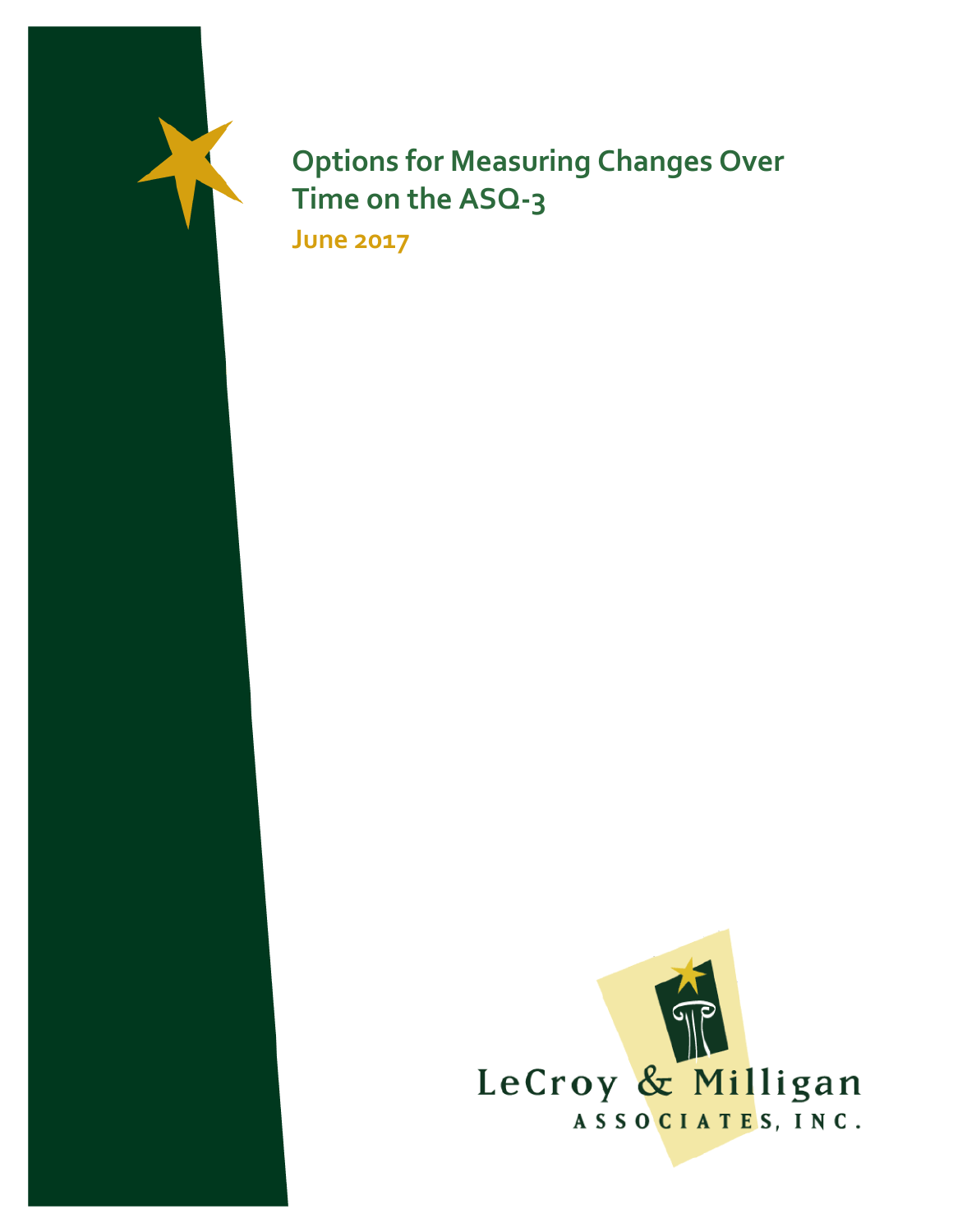# Options for Measuring Changes Over Time on the ASQ-3

June 2017

LeCroy & Milligan

ASSOCIATES, INC.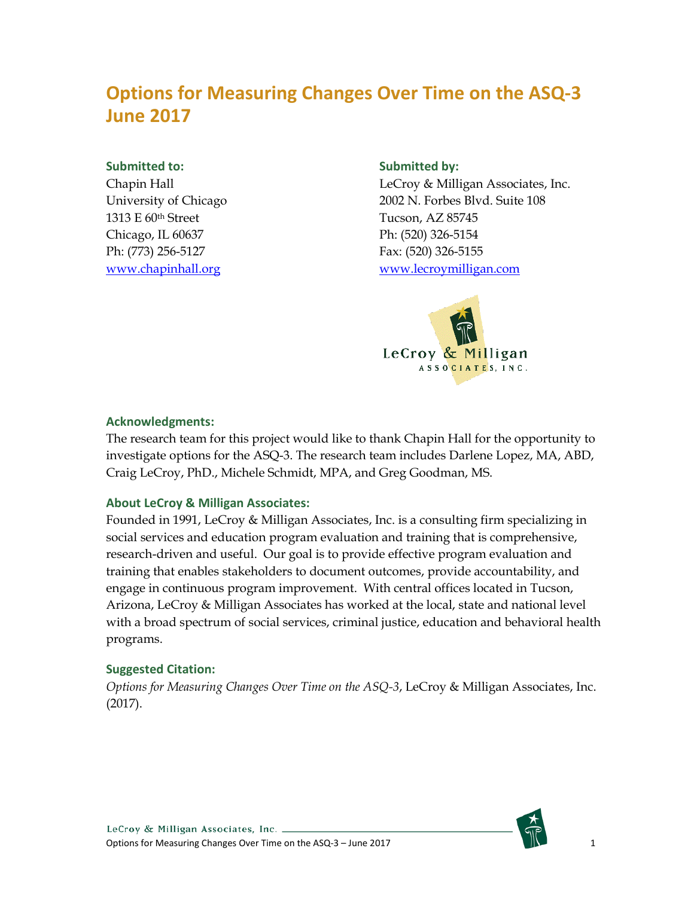# Options for Measuring Changes Over Time on the ASQ-3 June 2017

**Submitted to:**
Chapin Hall
University of Chicago
1313 E 60th Street
Chicago, IL 60637
Ph: (773) 256-5127
www.chapinhall.org

**Submitted by:**
LeCroy & Milligan Associates, Inc.
2002 N. Forbes Blvd. Suite 108
Tucson, AZ 85745
Ph: (520) 326-5154
Fax: (520) 326-5155
www.lecroymilligan.com

### Acknowledgments:

The research team for this project would like to thank Chapin Hall for the opportunity to investigate options for the ASQ-3. The research team includes Darlene Lopez, MA, ABD, Craig LeCroy, PhD., Michele Schmidt, MPA, and Greg Goodman, MS.

### About LeCroy & Milligan Associates:

Founded in 1991, LeCroy & Milligan Associates, Inc. is a consulting firm specializing in social services and education program evaluation and training that is comprehensive, research-driven and useful. Our goal is to provide effective program evaluation and training that enables stakeholders to document outcomes, provide accountability, and engage in continuous program improvement. With central offices located in Tucson, Arizona, LeCroy & Milligan Associates has worked at the local, state and national level with a broad spectrum of social services, criminal justice, education and behavioral health programs.

### Suggested Citation:

*Options for Measuring Changes Over Time on the ASQ-3*, LeCroy & Milligan Associates, Inc. (2017).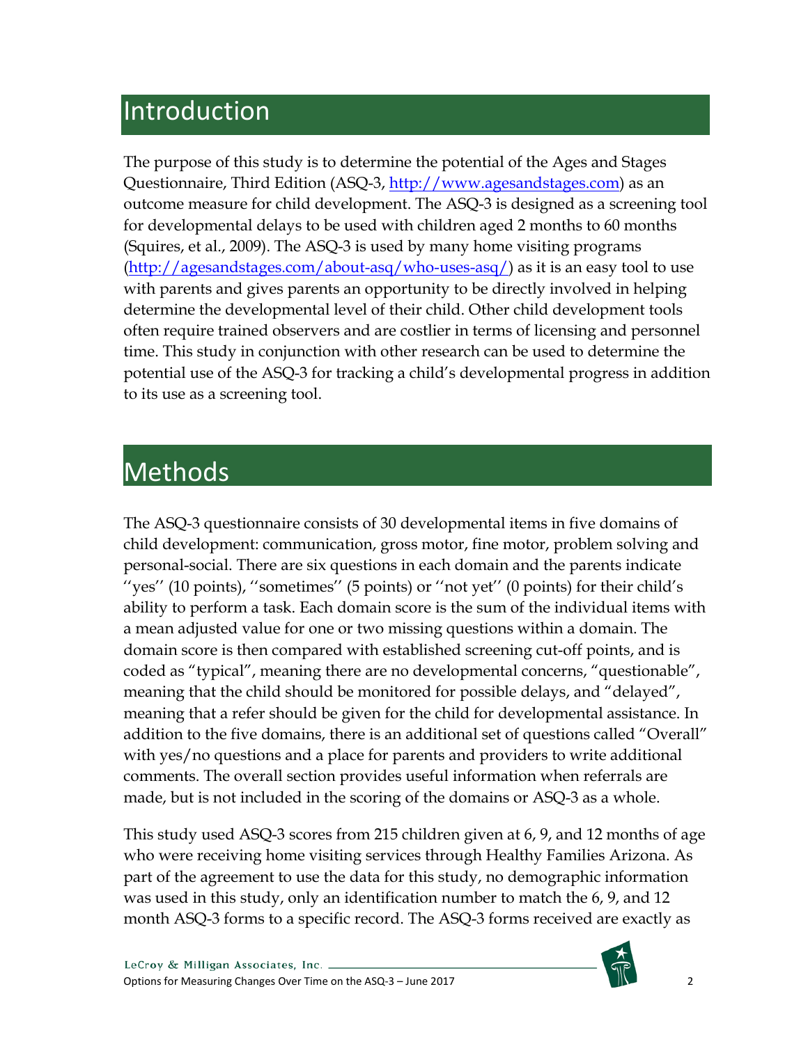# Introduction

The purpose of this study is to determine the potential of the Ages and Stages Questionnaire, Third Edition (ASQ-3, [http://www.agesandstages.com](http://www.agesandstages.com)) as an outcome measure for child development. The ASQ-3 is designed as a screening tool for developmental delays to be used with children aged 2 months to 60 months (Squires, et al., 2009). The ASQ-3 is used by many home visiting programs ([http://agesandstages.com/about-asq/who-uses-asq/](http://agesandstages.com/about-asq/who-uses-asq/)) as it is an easy tool to use with parents and gives parents an opportunity to be directly involved in helping determine the developmental level of their child. Other child development tools often require trained observers and are costlier in terms of licensing and personnel time. This study in conjunction with other research can be used to determine the potential use of the ASQ-3 for tracking a child's developmental progress in addition to its use as a screening tool.

# Methods

The ASQ-3 questionnaire consists of 30 developmental items in five domains of child development: communication, gross motor, fine motor, problem solving and personal-social. There are six questions in each domain and the parents indicate ''yes'' (10 points), ''sometimes'' (5 points) or ''not yet'' (0 points) for their child's ability to perform a task. Each domain score is the sum of the individual items with a mean adjusted value for one or two missing questions within a domain. The domain score is then compared with established screening cut-off points, and is coded as "typical", meaning there are no developmental concerns, "questionable", meaning that the child should be monitored for possible delays, and "delayed", meaning that a refer should be given for the child for developmental assistance. In addition to the five domains, there is an additional set of questions called "Overall" with yes/no questions and a place for parents and providers to write additional comments. The overall section provides useful information when referrals are made, but is not included in the scoring of the domains or ASQ-3 as a whole.

This study used ASQ-3 scores from 215 children given at 6, 9, and 12 months of age who were receiving home visiting services through Healthy Families Arizona. As part of the agreement to use the data for this study, no demographic information was used in this study, only an identification number to match the 6, 9, and 12 month ASQ-3 forms to a specific record. The ASQ-3 forms received are exactly as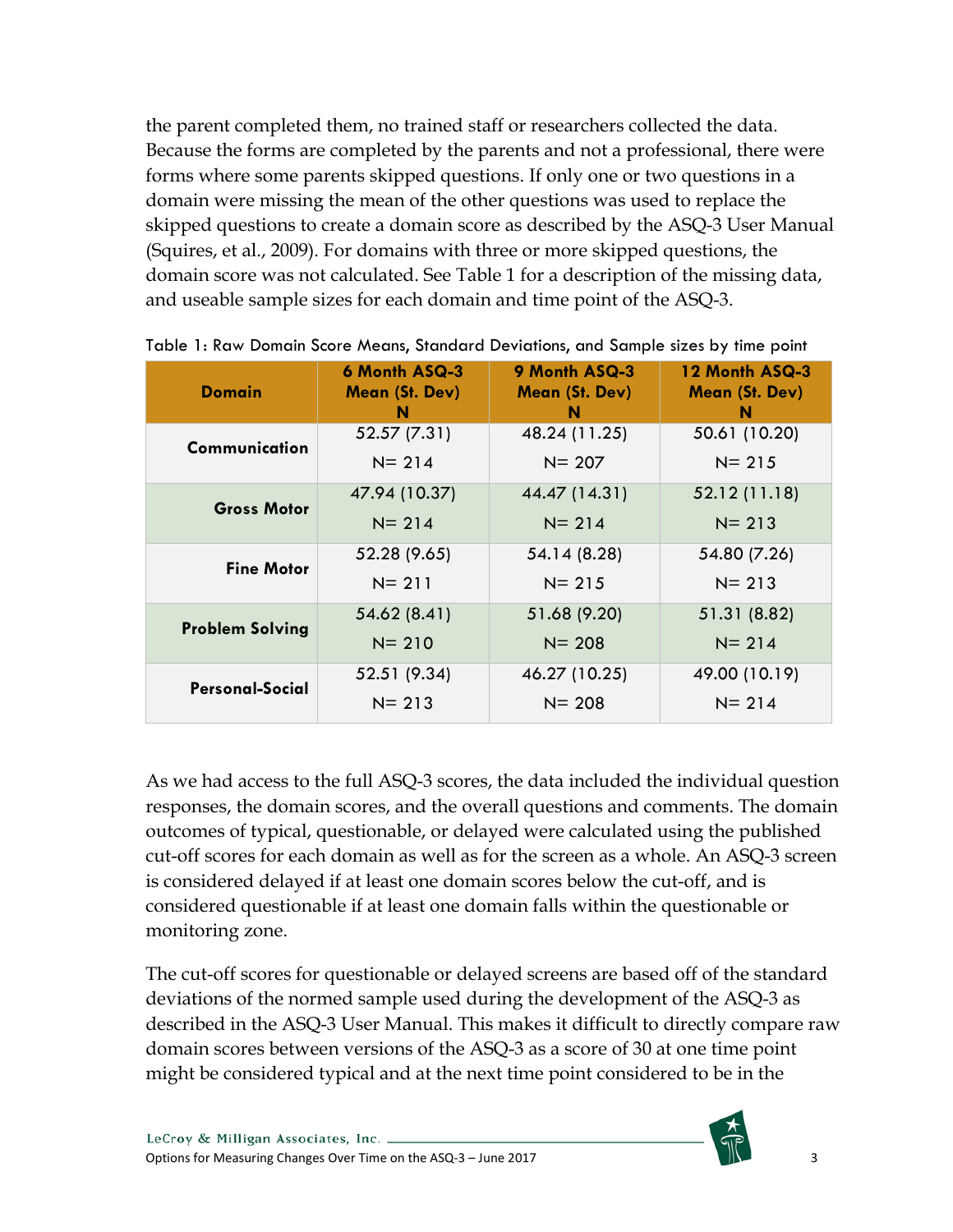the parent completed them, no trained staff or researchers collected the data. Because the forms are completed by the parents and not a professional, there were forms where some parents skipped questions. If only one or two questions in a domain were missing the mean of the other questions was used to replace the skipped questions to create a domain score as described by the ASQ-3 User Manual (Squires, et al., 2009). For domains with three or more skipped questions, the domain score was not calculated. See Table 1 for a description of the missing data, and useable sample sizes for each domain and time point of the ASQ-3.

Table 1: Raw Domain Score Means, Standard Deviations, and Sample sizes by time point

| Domain | 6 Month ASQ-3 Mean (St. Dev) N | 9 Month ASQ-3 Mean (St. Dev) N | 12 Month ASQ-3 Mean (St. Dev) N |
|---|---|---|---|
| **Communication** | 52.57 (7.31) N= 214 | 48.24 (11.25) N= 207 | 50.61 (10.20) N= 215 |
| **Gross Motor** | 47.94 (10.37) N= 214 | 44.47 (14.31) N= 214 | 52.12 (11.18) N= 213 |
| **Fine Motor** | 52.28 (9.65) N= 211 | 54.14 (8.28) N= 215 | 54.80 (7.26) N= 213 |
| **Problem Solving** | 54.62 (8.41) N= 210 | 51.68 (9.20) N= 208 | 51.31 (8.82) N= 214 |
| **Personal-Social** | 52.51 (9.34) N= 213 | 46.27 (10.25) N= 208 | 49.00 (10.19) N= 214 |

As we had access to the full ASQ-3 scores, the data included the individual question responses, the domain scores, and the overall questions and comments. The domain outcomes of typical, questionable, or delayed were calculated using the published cut-off scores for each domain as well as for the screen as a whole. An ASQ-3 screen is considered delayed if at least one domain scores below the cut-off, and is considered questionable if at least one domain falls within the questionable or monitoring zone.

The cut-off scores for questionable or delayed screens are based off of the standard deviations of the normed sample used during the development of the ASQ-3 as described in the ASQ-3 User Manual. This makes it difficult to directly compare raw domain scores between versions of the ASQ-3 as a score of 30 at one time point might be considered typical and at the next time point considered to be in the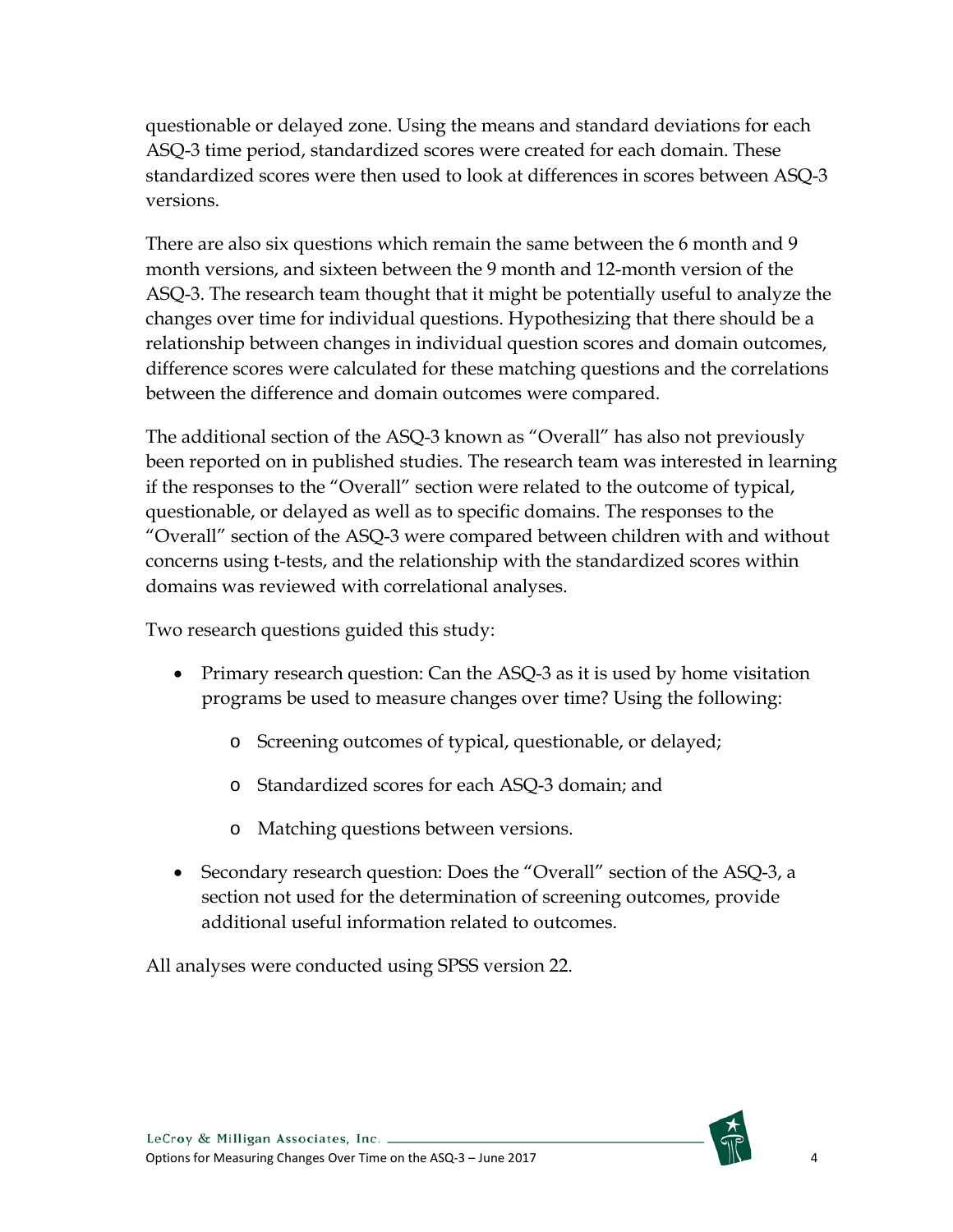questionable or delayed zone. Using the means and standard deviations for each ASQ-3 time period, standardized scores were created for each domain. These standardized scores were then used to look at differences in scores between ASQ-3 versions.

There are also six questions which remain the same between the 6 month and 9 month versions, and sixteen between the 9 month and 12-month version of the ASQ-3. The research team thought that it might be potentially useful to analyze the changes over time for individual questions. Hypothesizing that there should be a relationship between changes in individual question scores and domain outcomes, difference scores were calculated for these matching questions and the correlations between the difference and domain outcomes were compared.

The additional section of the ASQ-3 known as "Overall" has also not previously been reported on in published studies. The research team was interested in learning if the responses to the "Overall" section were related to the outcome of typical, questionable, or delayed as well as to specific domains. The responses to the "Overall" section of the ASQ-3 were compared between children with and without concerns using t-tests, and the relationship with the standardized scores within domains was reviewed with correlational analyses.

Two research questions guided this study:

- Primary research question: Can the ASQ-3 as it is used by home visitation programs be used to measure changes over time? Using the following:
  - Screening outcomes of typical, questionable, or delayed;
  - Standardized scores for each ASQ-3 domain; and
  - Matching questions between versions.
- Secondary research question: Does the "Overall" section of the ASQ-3, a section not used for the determination of screening outcomes, provide additional useful information related to outcomes.

All analyses were conducted using SPSS version 22.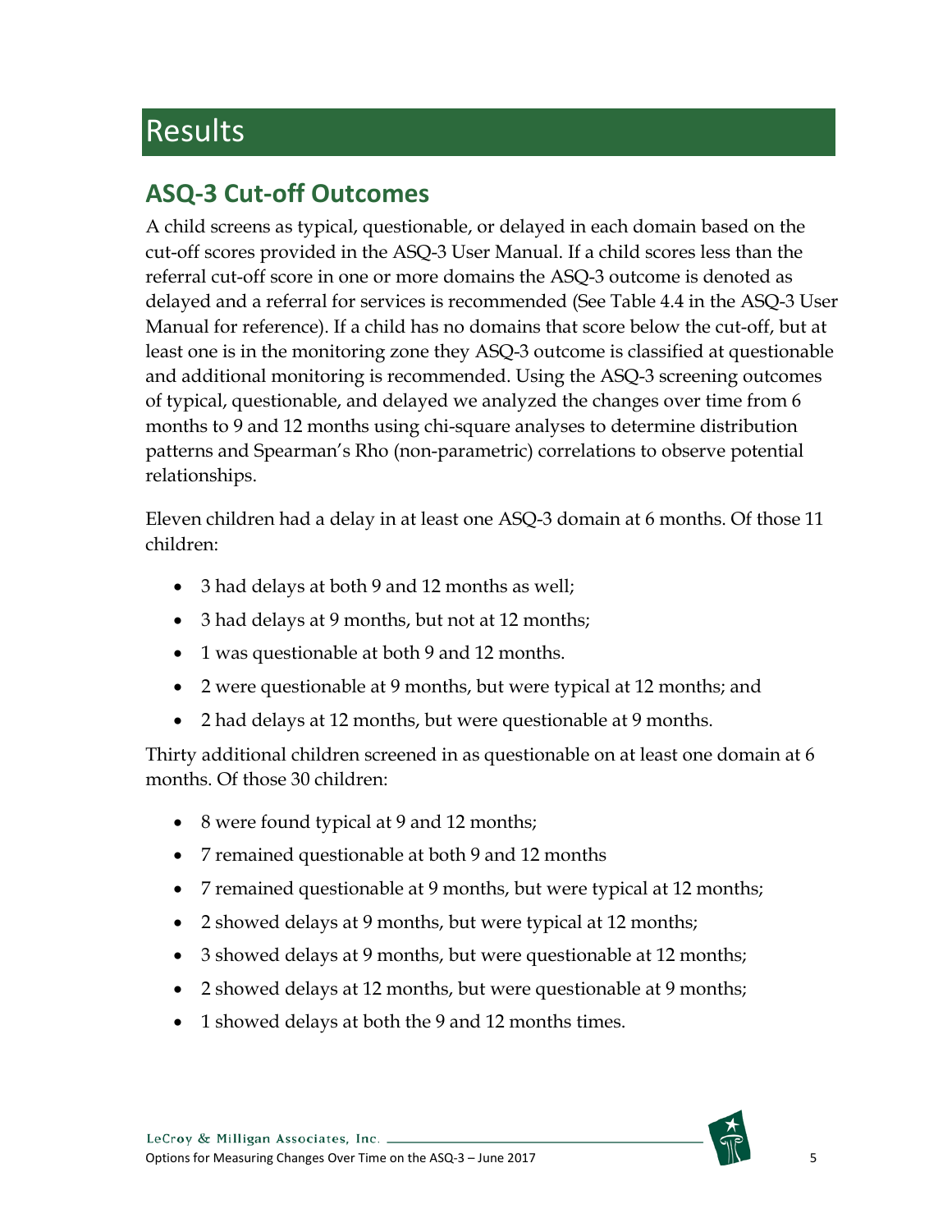# Results

## ASQ-3 Cut-off Outcomes

A child screens as typical, questionable, or delayed in each domain based on the cut-off scores provided in the ASQ-3 User Manual. If a child scores less than the referral cut-off score in one or more domains the ASQ-3 outcome is denoted as delayed and a referral for services is recommended (See Table 4.4 in the ASQ-3 User Manual for reference). If a child has no domains that score below the cut-off, but at least one is in the monitoring zone they ASQ-3 outcome is classified at questionable and additional monitoring is recommended. Using the ASQ-3 screening outcomes of typical, questionable, and delayed we analyzed the changes over time from 6 months to 9 and 12 months using chi-square analyses to determine distribution patterns and Spearman's Rho (non-parametric) correlations to observe potential relationships.

Eleven children had a delay in at least one ASQ-3 domain at 6 months. Of those 11 children:

- 3 had delays at both 9 and 12 months as well;
- 3 had delays at 9 months, but not at 12 months;
- 1 was questionable at both 9 and 12 months.
- 2 were questionable at 9 months, but were typical at 12 months; and
- 2 had delays at 12 months, but were questionable at 9 months.

Thirty additional children screened in as questionable on at least one domain at 6 months. Of those 30 children:

- 8 were found typical at 9 and 12 months;
- 7 remained questionable at both 9 and 12 months
- 7 remained questionable at 9 months, but were typical at 12 months;
- 2 showed delays at 9 months, but were typical at 12 months;
- 3 showed delays at 9 months, but were questionable at 12 months;
- 2 showed delays at 12 months, but were questionable at 9 months;
- 1 showed delays at both the 9 and 12 months times.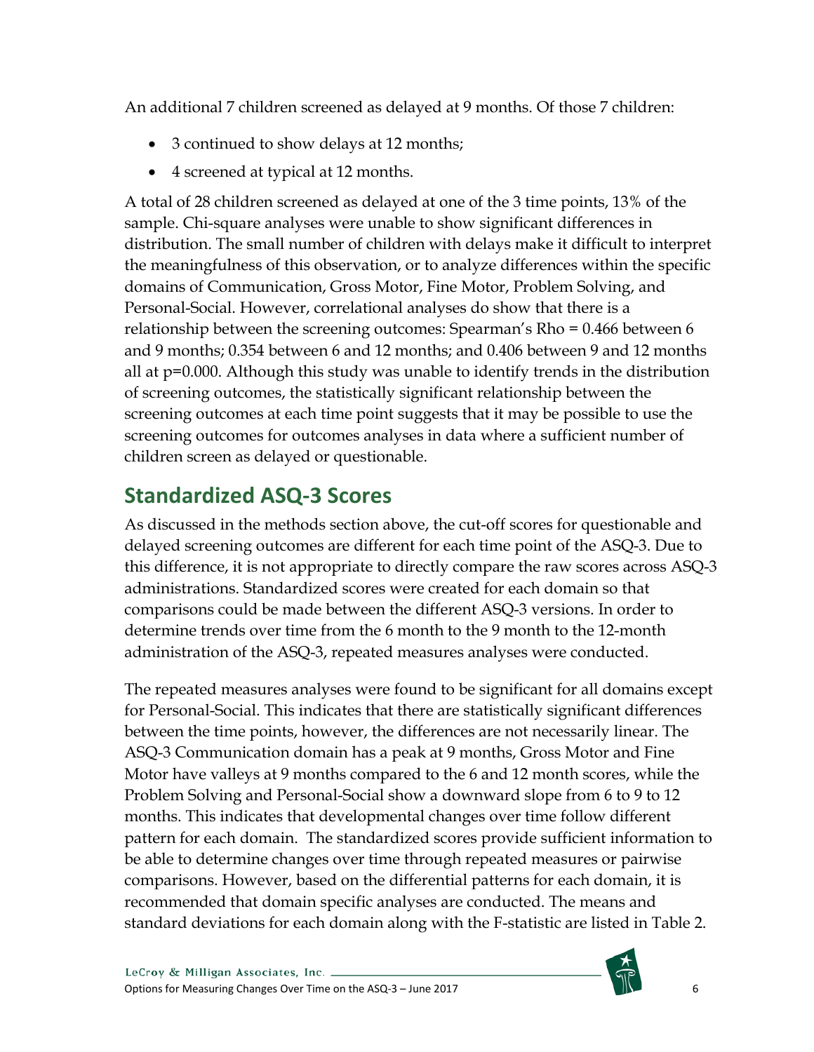An additional 7 children screened as delayed at 9 months. Of those 7 children:

- 3 continued to show delays at 12 months;
- 4 screened at typical at 12 months.

A total of 28 children screened as delayed at one of the 3 time points, 13% of the sample. Chi-square analyses were unable to show significant differences in distribution. The small number of children with delays make it difficult to interpret the meaningfulness of this observation, or to analyze differences within the specific domains of Communication, Gross Motor, Fine Motor, Problem Solving, and Personal-Social. However, correlational analyses do show that there is a relationship between the screening outcomes: Spearman's Rho = 0.466 between 6 and 9 months; 0.354 between 6 and 12 months; and 0.406 between 9 and 12 months all at $p=0.000$. Although this study was unable to identify trends in the distribution of screening outcomes, the statistically significant relationship between the screening outcomes at each time point suggests that it may be possible to use the screening outcomes for outcomes analyses in data where a sufficient number of children screen as delayed or questionable.

## Standardized ASQ-3 Scores

As discussed in the methods section above, the cut-off scores for questionable and delayed screening outcomes are different for each time point of the ASQ-3. Due to this difference, it is not appropriate to directly compare the raw scores across ASQ-3 administrations. Standardized scores were created for each domain so that comparisons could be made between the different ASQ-3 versions. In order to determine trends over time from the 6 month to the 9 month to the 12-month administration of the ASQ-3, repeated measures analyses were conducted.

The repeated measures analyses were found to be significant for all domains except for Personal-Social. This indicates that there are statistically significant differences between the time points, however, the differences are not necessarily linear. The ASQ-3 Communication domain has a peak at 9 months, Gross Motor and Fine Motor have valleys at 9 months compared to the 6 and 12 month scores, while the Problem Solving and Personal-Social show a downward slope from 6 to 9 to 12 months. This indicates that developmental changes over time follow different pattern for each domain. The standardized scores provide sufficient information to be able to determine changes over time through repeated measures or pairwise comparisons. However, based on the differential patterns for each domain, it is recommended that domain specific analyses are conducted. The means and standard deviations for each domain along with the F-statistic are listed in Table 2.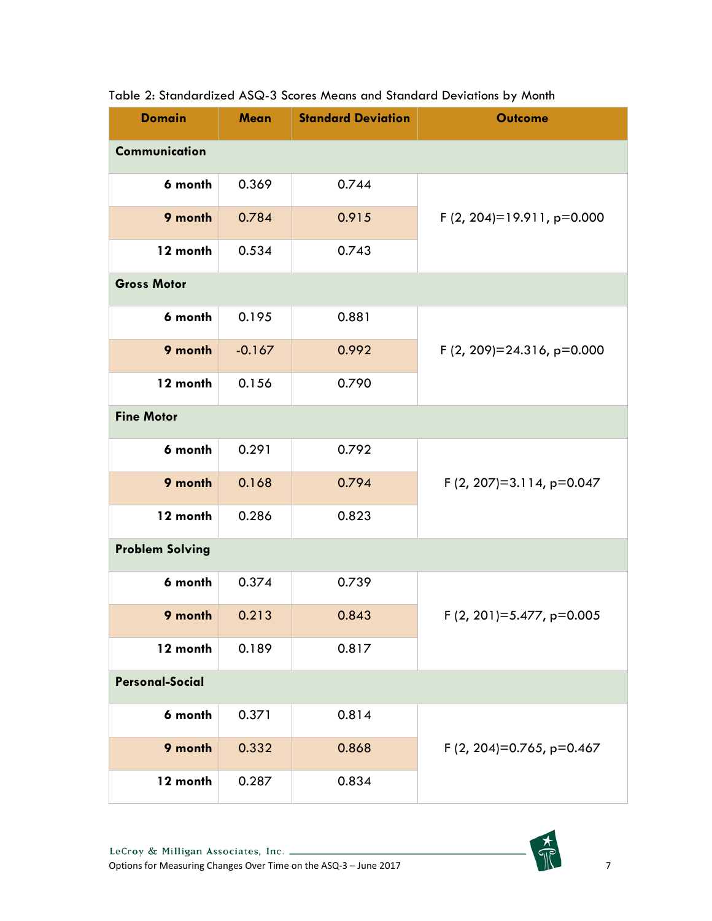Table 2: Standardized ASQ-3 Scores Means and Standard Deviations by Month

| Domain | Mean | Standard Deviation | Outcome |
| --- | --- | --- | --- |
| **Communication** | | | |
| **6 month** | 0.369 | 0.744 | F (2, 204)=19.911, p=0.000 |
| **9 month** | 0.784 | 0.915 | |
| **12 month** | 0.534 | 0.743 | |
| **Gross Motor** | | | |
| **6 month** | 0.195 | 0.881 | F (2, 209)=24.316, p=0.000 |
| **9 month** | -0.167 | 0.992 | |
| **12 month** | 0.156 | 0.790 | |
| **Fine Motor** | | | |
| **6 month** | 0.291 | 0.792 | F (2, 207)=3.114, p=0.047 |
| **9 month** | 0.168 | 0.794 | |
| **12 month** | 0.286 | 0.823 | |
| **Problem Solving** | | | |
| **6 month** | 0.374 | 0.739 | F (2, 201)=5.477, p=0.005 |
| **9 month** | 0.213 | 0.843 | |
| **12 month** | 0.189 | 0.817 | |
| **Personal-Social** | | | |
| **6 month** | 0.371 | 0.814 | F (2, 204)=0.765, p=0.467 |
| **9 month** | 0.332 | 0.868 | |
| **12 month** | 0.287 | 0.834 | |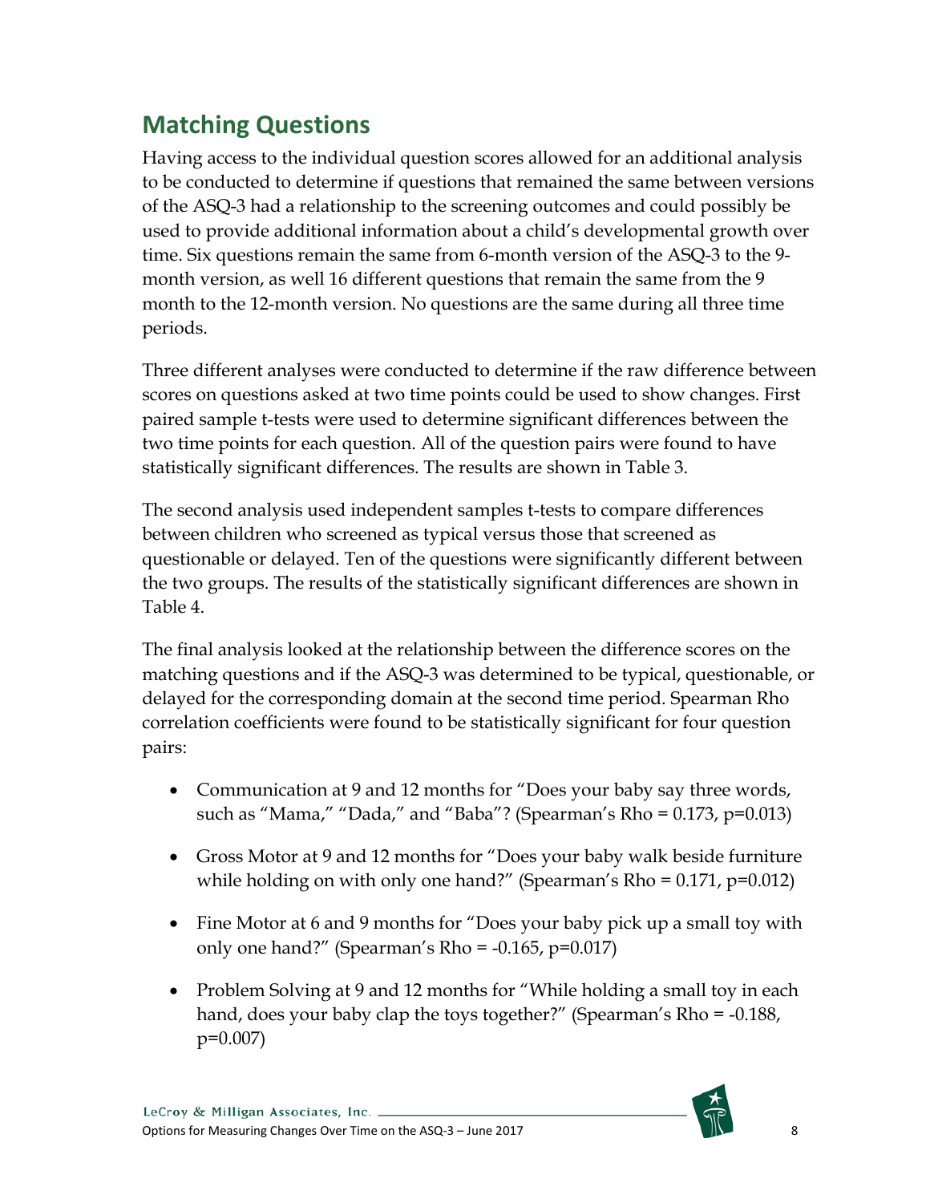## Matching Questions

Having access to the individual question scores allowed for an additional analysis to be conducted to determine if questions that remained the same between versions of the ASQ-3 had a relationship to the screening outcomes and could possibly be used to provide additional information about a child's developmental growth over time. Six questions remain the same from 6-month version of the ASQ-3 to the 9-month version, as well 16 different questions that remain the same from the 9 month to the 12-month version. No questions are the same during all three time periods.

Three different analyses were conducted to determine if the raw difference between scores on questions asked at two time points could be used to show changes. First paired sample t-tests were used to determine significant differences between the two time points for each question. All of the question pairs were found to have statistically significant differences. The results are shown in Table 3.

The second analysis used independent samples t-tests to compare differences between children who screened as typical versus those that screened as questionable or delayed. Ten of the questions were significantly different between the two groups. The results of the statistically significant differences are shown in Table 4.

The final analysis looked at the relationship between the difference scores on the matching questions and if the ASQ-3 was determined to be typical, questionable, or delayed for the corresponding domain at the second time period. Spearman Rho correlation coefficients were found to be statistically significant for four question pairs:

- Communication at 9 and 12 months for "Does your baby say three words, such as "Mama," "Dada," and "Baba"? (Spearman's Rho = 0.173, p=0.013)
- Gross Motor at 9 and 12 months for "Does your baby walk beside furniture while holding on with only one hand?" (Spearman's Rho = 0.171, p=0.012)
- Fine Motor at 6 and 9 months for "Does your baby pick up a small toy with only one hand?" (Spearman's Rho = -0.165, p=0.017)
- Problem Solving at 9 and 12 months for "While holding a small toy in each hand, does your baby clap the toys together?" (Spearman's Rho = -0.188, p=0.007)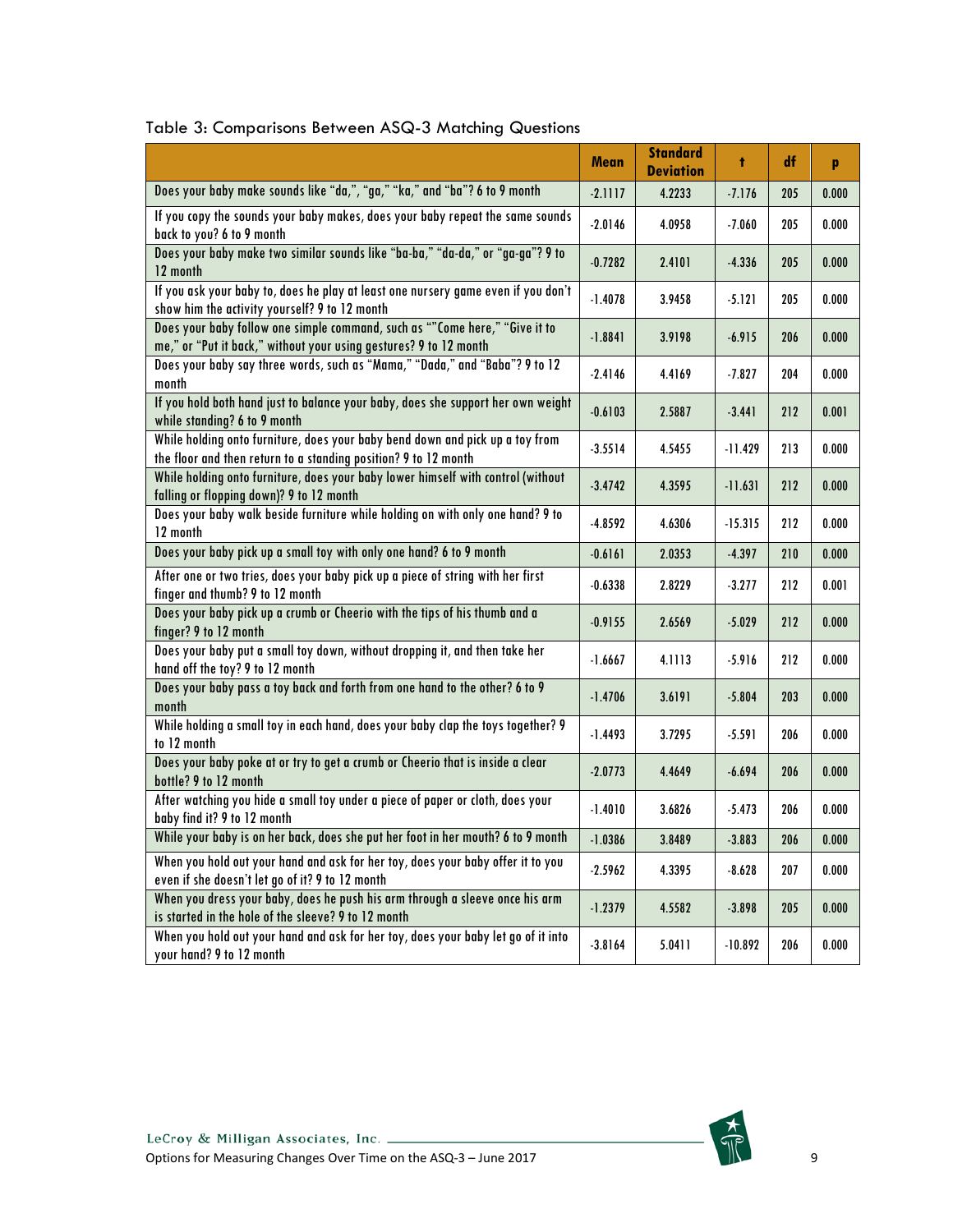Table 3: Comparisons Between ASQ-3 Matching Questions

| | Mean | Standard Deviation | t | df | p |
|---|---|---|---|---|---|
| Does your baby make sounds like "da,", "ga," "ka," and "ba"? 6 to 9 month | -2.1117 | 4.2233 | -7.176 | 205 | 0.000 |
| If you copy the sounds your baby makes, does your baby repeat the same sounds back to you? 6 to 9 month | -2.0146 | 4.0958 | -7.060 | 205 | 0.000 |
| Does your baby make two similar sounds like "ba-ba," "da-da," or "ga-ga"? 9 to 12 month | -0.7282 | 2.4101 | -4.336 | 205 | 0.000 |
| If you ask your baby to, does he play at least one nursery game even if you don't show him the activity yourself? 9 to 12 month | -1.4078 | 3.9458 | -5.121 | 205 | 0.000 |
| Does your baby follow one simple command, such as ""Come here," "Give it to me," or "Put it back," without your using gestures? 9 to 12 month | -1.8841 | 3.9198 | -6.915 | 206 | 0.000 |
| Does your baby say three words, such as "Mama," "Dada," and "Baba"? 9 to 12 month | -2.4146 | 4.4169 | -7.827 | 204 | 0.000 |
| If you hold both hand just to balance your baby, does she support her own weight while standing? 6 to 9 month | -0.6103 | 2.5887 | -3.441 | 212 | 0.001 |
| While holding onto furniture, does your baby bend down and pick up a toy from the floor and then return to a standing position? 9 to 12 month | -3.5514 | 4.5455 | -11.429 | 213 | 0.000 |
| While holding onto furniture, does your baby lower himself with control (without falling or flopping down)? 9 to 12 month | -3.4742 | 4.3595 | -11.631 | 212 | 0.000 |
| Does your baby walk beside furniture while holding on with only one hand? 9 to 12 month | -4.8592 | 4.6306 | -15.315 | 212 | 0.000 |
| Does your baby pick up a small toy with only one hand? 6 to 9 month | -0.6161 | 2.0353 | -4.397 | 210 | 0.000 |
| After one or two tries, does your baby pick up a piece of string with her first finger and thumb? 9 to 12 month | -0.6338 | 2.8229 | -3.277 | 212 | 0.001 |
| Does your baby pick up a crumb or Cheerio with the tips of his thumb and a finger? 9 to 12 month | -0.9155 | 2.6569 | -5.029 | 212 | 0.000 |
| Does your baby put a small toy down, without dropping it, and then take her hand off the toy? 9 to 12 month | -1.6667 | 4.1113 | -5.916 | 212 | 0.000 |
| Does your baby pass a toy back and forth from one hand to the other? 6 to 9 month | -1.4706 | 3.6191 | -5.804 | 203 | 0.000 |
| While holding a small toy in each hand, does your baby clap the toys together? 9 to 12 month | -1.4493 | 3.7295 | -5.591 | 206 | 0.000 |
| Does your baby poke at or try to get a crumb or Cheerio that is inside a clear bottle? 9 to 12 month | -2.0773 | 4.4649 | -6.694 | 206 | 0.000 |
| After watching you hide a small toy under a piece of paper or cloth, does your baby find it? 9 to 12 month | -1.4010 | 3.6826 | -5.473 | 206 | 0.000 |
| While your baby is on her back, does she put her foot in her mouth? 6 to 9 month | -1.0386 | 3.8489 | -3.883 | 206 | 0.000 |
| When you hold out your hand and ask for her toy, does your baby offer it to you even if she doesn't let go of it? 9 to 12 month | -2.5962 | 4.3395 | -8.628 | 207 | 0.000 |
| When you dress your baby, does he push his arm through a sleeve once his arm is started in the hole of the sleeve? 9 to 12 month | -1.2379 | 4.5582 | -3.898 | 205 | 0.000 |
| When you hold out your hand and ask for her toy, does your baby let go of it into your hand? 9 to 12 month | -3.8164 | 5.0411 | -10.892 | 206 | 0.000 |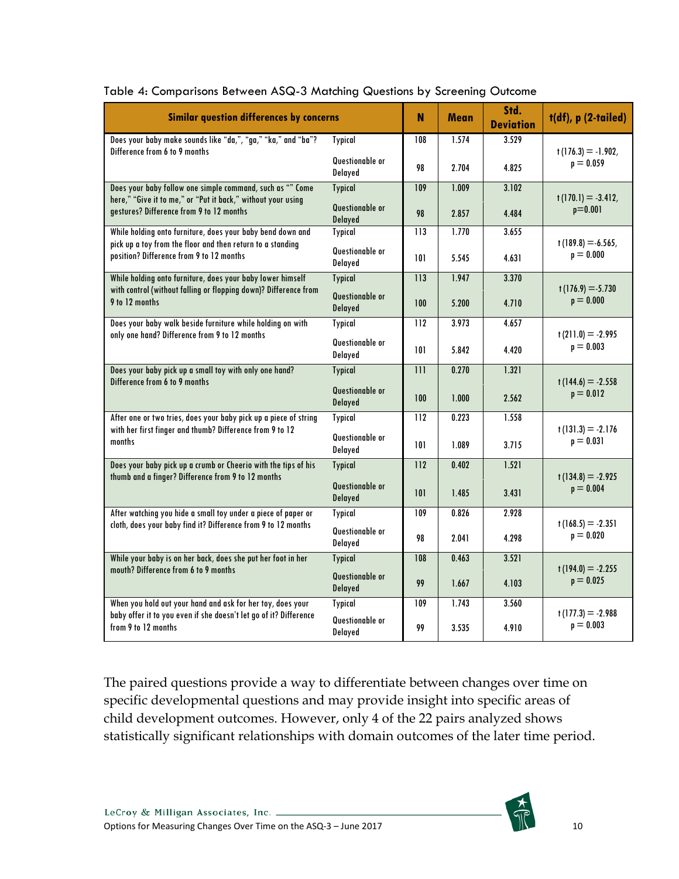Table 4: Comparisons Between ASQ-3 Matching Questions by Screening Outcome

| Similar question differences by concerns | | N | Mean | Std. Deviation | t(df), p (2-tailed) |
|---|---|---|---|---|---|
| Does your baby make sounds like "da,", "ga," "ka," and "ba"? Difference from 6 to 9 months | Typical | 108 | 1.574 | 3.529 | $t(176.3) = -1.902$, $p = 0.059$ |
| | Questionable or Delayed | 98 | 2.704 | 4.825 | |
| Does your baby follow one simple command, such as "" Come here," "Give it to me," or "Put it back," without your using gestures? Difference from 9 to 12 months | Typical | 109 | 1.009 | 3.102 | $t(170.1) = -3.412$, $p=0.001$ |
| | Questionable or Delayed | 98 | 2.857 | 4.484 | |
| While holding onto furniture, does your baby bend down and pick up a toy from the floor and then return to a standing position? Difference from 9 to 12 months | Typical | 113 | 1.770 | 3.655 | $t(189.8) = -6.565$, $p = 0.000$ |
| | Questionable or Delayed | 101 | 5.545 | 4.631 | |
| While holding onto furniture, does your baby lower himself with control (without falling or flopping down)? Difference from 9 to 12 months | Typical | 113 | 1.947 | 3.370 | $t(176.9) = -5.730$ $p = 0.000$ |
| | Questionable or Delayed | 100 | 5.200 | 4.710 | |
| Does your baby walk beside furniture while holding on with only one hand? Difference from 9 to 12 months | Typical | 112 | 3.973 | 4.657 | $t(211.0) = -2.995$ $p = 0.003$ |
| | Questionable or Delayed | 101 | 5.842 | 4.420 | |
| Does your baby pick up a small toy with only one hand? Difference from 6 to 9 months | Typical | 111 | 0.270 | 1.321 | $t(144.6) = -2.558$ $p = 0.012$ |
| | Questionable or Delayed | 100 | 1.000 | 2.562 | |
| After one or two tries, does your baby pick up a piece of string with her first finger and thumb? Difference from 9 to 12 months | Typical | 112 | 0.223 | 1.558 | $t(131.3) = -2.176$ $p = 0.031$ |
| | Questionable or Delayed | 101 | 1.089 | 3.715 | |
| Does your baby pick up a crumb or Cheerio with the tips of his thumb and a finger? Difference from 9 to 12 months | Typical | 112 | 0.402 | 1.521 | $t(134.8) = -2.925$ $p = 0.004$ |
| | Questionable or Delayed | 101 | 1.485 | 3.431 | |
| After watching you hide a small toy under a piece of paper or cloth, does your baby find it? Difference from 9 to 12 months | Typical | 109 | 0.826 | 2.928 | $t(168.5) = -2.351$ $p = 0.020$ |
| | Questionable or Delayed | 98 | 2.041 | 4.298 | |
| While your baby is on her back, does she put her foot in her mouth? Difference from 6 to 9 months | Typical | 108 | 0.463 | 3.521 | $t(194.0) = -2.255$ $p = 0.025$ |
| | Questionable or Delayed | 99 | 1.667 | 4.103 | |
| When you hold out your hand and ask for her toy, does your baby offer it to you even if she doesn't let go of it? Difference from 9 to 12 months | Typical | 109 | 1.743 | 3.560 | $t(177.3) = -2.988$ $p = 0.003$ |
| | Questionable or Delayed | 99 | 3.535 | 4.910 | |

The paired questions provide a way to differentiate between changes over time on specific developmental questions and may provide insight into specific areas of child development outcomes. However, only 4 of the 22 pairs analyzed shows statistically significant relationships with domain outcomes of the later time period.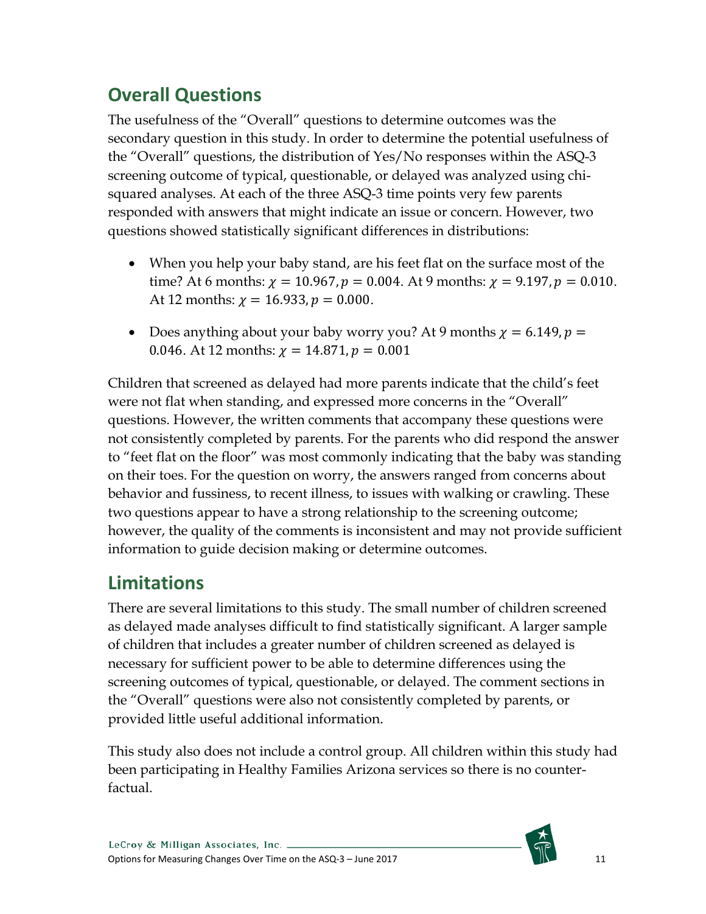## Overall Questions

The usefulness of the "Overall" questions to determine outcomes was the secondary question in this study. In order to determine the potential usefulness of the "Overall" questions, the distribution of Yes/No responses within the ASQ-3 screening outcome of typical, questionable, or delayed was analyzed using chi-squared analyses. At each of the three ASQ-3 time points very few parents responded with answers that might indicate an issue or concern. However, two questions showed statistically significant differences in distributions:

- When you help your baby stand, are his feet flat on the surface most of the time? At 6 months: $\chi = 10.967, p = 0.004$. At 9 months: $\chi = 9.197, p = 0.010$. At 12 months: $\chi = 16.933, p = 0.000$.
- Does anything about your baby worry you? At 9 months $\chi = 6.149, p = 0.046$. At 12 months: $\chi = 14.871, p = 0.001$

Children that screened as delayed had more parents indicate that the child's feet were not flat when standing, and expressed more concerns in the "Overall" questions. However, the written comments that accompany these questions were not consistently completed by parents. For the parents who did respond the answer to "feet flat on the floor" was most commonly indicating that the baby was standing on their toes. For the question on worry, the answers ranged from concerns about behavior and fussiness, to recent illness, to issues with walking or crawling. These two questions appear to have a strong relationship to the screening outcome; however, the quality of the comments is inconsistent and may not provide sufficient information to guide decision making or determine outcomes.

## Limitations

There are several limitations to this study. The small number of children screened as delayed made analyses difficult to find statistically significant. A larger sample of children that includes a greater number of children screened as delayed is necessary for sufficient power to be able to determine differences using the screening outcomes of typical, questionable, or delayed. The comment sections in the "Overall" questions were also not consistently completed by parents, or provided little useful additional information.

This study also does not include a control group. All children within this study had been participating in Healthy Families Arizona services so there is no counter-factual.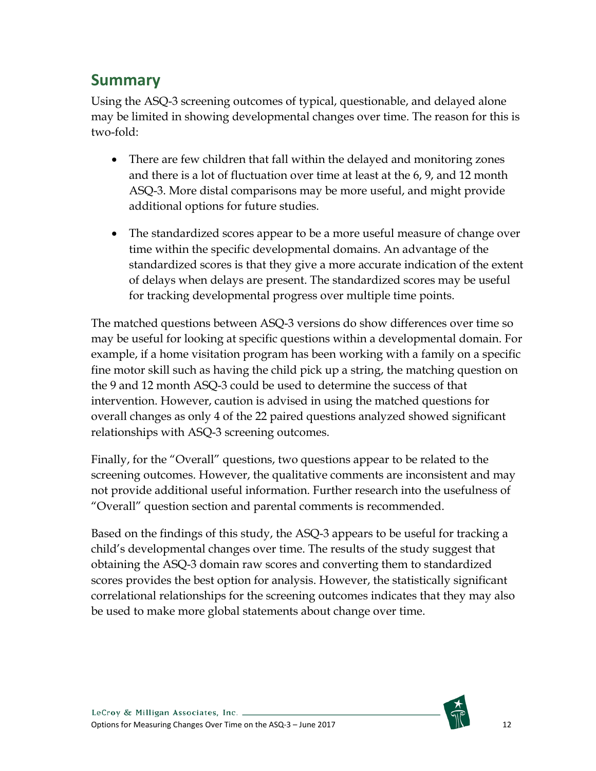## Summary

Using the ASQ-3 screening outcomes of typical, questionable, and delayed alone may be limited in showing developmental changes over time. The reason for this is two-fold:

- There are few children that fall within the delayed and monitoring zones and there is a lot of fluctuation over time at least at the 6, 9, and 12 month ASQ-3. More distal comparisons may be more useful, and might provide additional options for future studies.
- The standardized scores appear to be a more useful measure of change over time within the specific developmental domains. An advantage of the standardized scores is that they give a more accurate indication of the extent of delays when delays are present. The standardized scores may be useful for tracking developmental progress over multiple time points.

The matched questions between ASQ-3 versions do show differences over time so may be useful for looking at specific questions within a developmental domain. For example, if a home visitation program has been working with a family on a specific fine motor skill such as having the child pick up a string, the matching question on the 9 and 12 month ASQ-3 could be used to determine the success of that intervention. However, caution is advised in using the matched questions for overall changes as only 4 of the 22 paired questions analyzed showed significant relationships with ASQ-3 screening outcomes.

Finally, for the "Overall" questions, two questions appear to be related to the screening outcomes. However, the qualitative comments are inconsistent and may not provide additional useful information. Further research into the usefulness of "Overall" question section and parental comments is recommended.

Based on the findings of this study, the ASQ-3 appears to be useful for tracking a child's developmental changes over time. The results of the study suggest that obtaining the ASQ-3 domain raw scores and converting them to standardized scores provides the best option for analysis. However, the statistically significant correlational relationships for the screening outcomes indicates that they may also be used to make more global statements about change over time.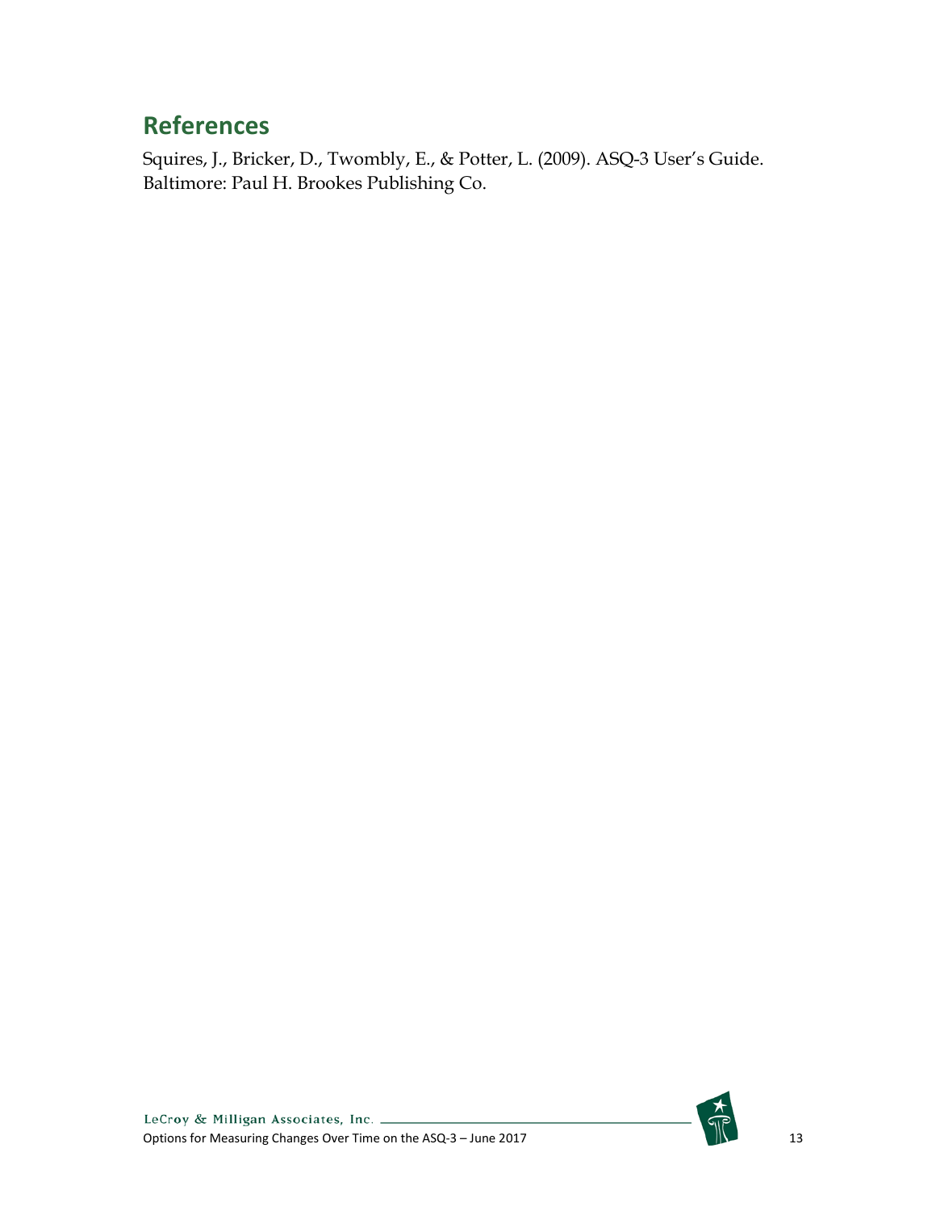## References

Squires, J., Bricker, D., Twombly, E., & Potter, L. (2009). ASQ-3 User's Guide. Baltimore: Paul H. Brookes Publishing Co.